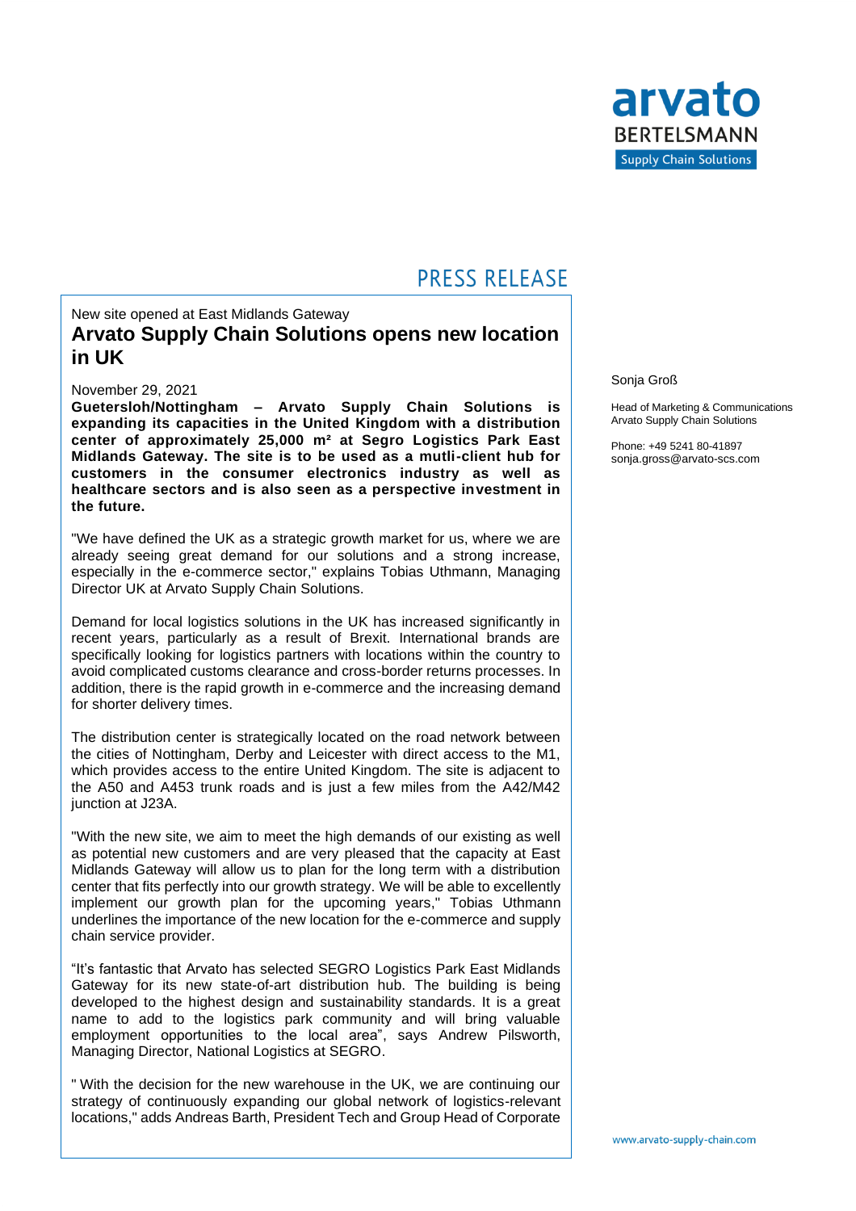PRESS RELEASE

New site opened at East Midlands Gateway

# Arvato Supply Chain Solutions opens new location in UK

Sonja Groß

Head of Marketing & Communications
Arvato Supply Chain Solutions

Phone: +49 5241 80-41897
sonja.gross@arvato-scs.com

November 29, 2021

**Guetersloh/Nottingham – Arvato Supply Chain Solutions is expanding its capacities in the United Kingdom with a distribution center of approximately 25,000 m² at Segro Logistics Park East Midlands Gateway. The site is to be used as a mutli-client hub for customers in the consumer electronics industry as well as healthcare sectors and is also seen as a perspective investment in the future.**

"We have defined the UK as a strategic growth market for us, where we are already seeing great demand for our solutions and a strong increase, especially in the e-commerce sector," explains Tobias Uthmann, Managing Director UK at Arvato Supply Chain Solutions.

Demand for local logistics solutions in the UK has increased significantly in recent years, particularly as a result of Brexit. International brands are specifically looking for logistics partners with locations within the country to avoid complicated customs clearance and cross-border returns processes. In addition, there is the rapid growth in e-commerce and the increasing demand for shorter delivery times.

The distribution center is strategically located on the road network between the cities of Nottingham, Derby and Leicester with direct access to the M1, which provides access to the entire United Kingdom. The site is adjacent to the A50 and A453 trunk roads and is just a few miles from the A42/M42 junction at J23A.

"With the new site, we aim to meet the high demands of our existing as well as potential new customers and are very pleased that the capacity at East Midlands Gateway will allow us to plan for the long term with a distribution center that fits perfectly into our growth strategy. We will be able to excellently implement our growth plan for the upcoming years," Tobias Uthmann underlines the importance of the new location for the e-commerce and supply chain service provider.

"It's fantastic that Arvato has selected SEGRO Logistics Park East Midlands Gateway for its new state-of-art distribution hub. The building is being developed to the highest design and sustainability standards. It is a great name to add to the logistics park community and will bring valuable employment opportunities to the local area", says Andrew Pilsworth, Managing Director, National Logistics at SEGRO.

" With the decision for the new warehouse in the UK, we are continuing our strategy of continuously expanding our global network of logistics-relevant locations," adds Andreas Barth, President Tech and Group Head of Corporate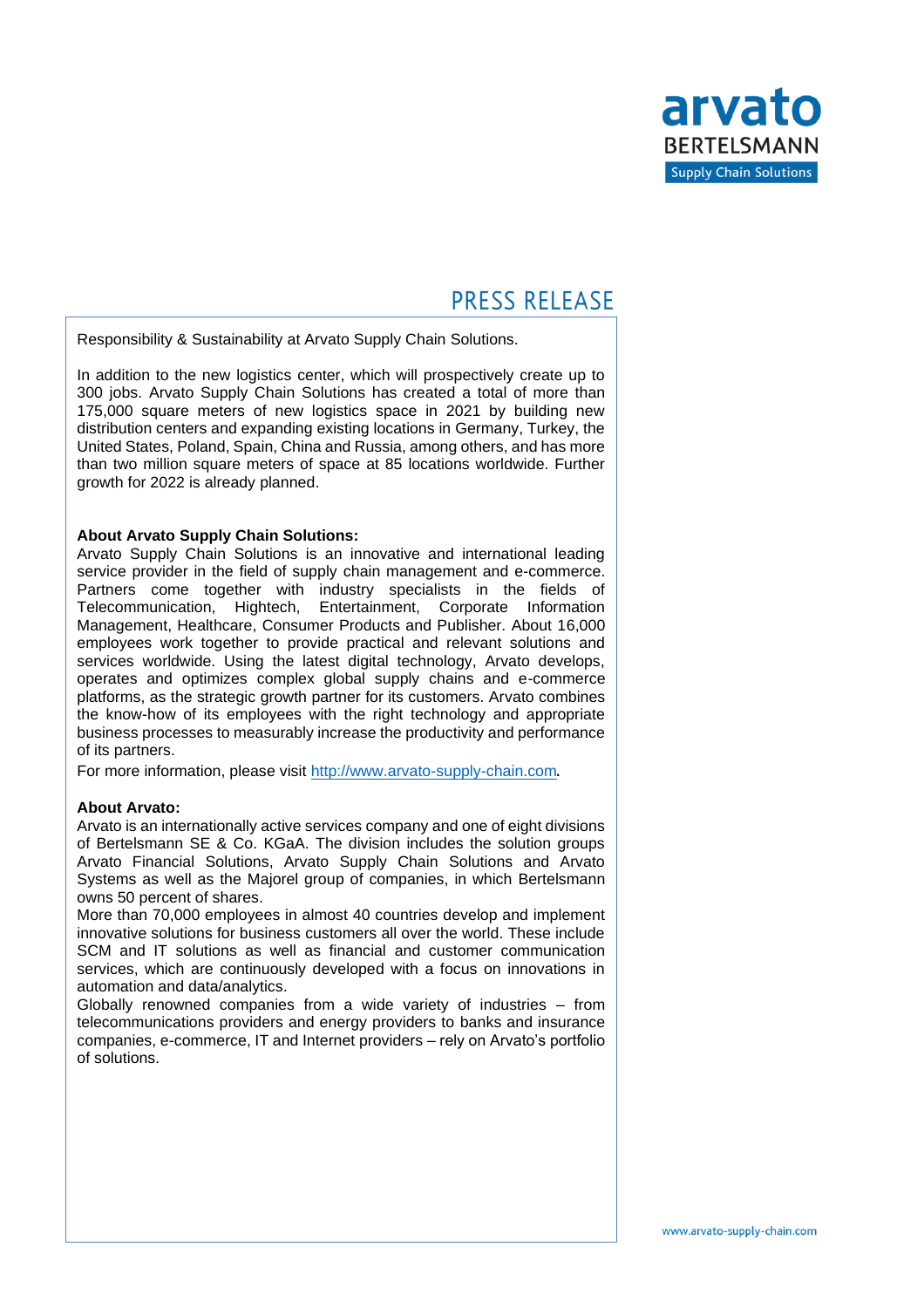# PRESS RELEASE

Responsibility & Sustainability at Arvato Supply Chain Solutions.

In addition to the new logistics center, which will prospectively create up to 300 jobs. Arvato Supply Chain Solutions has created a total of more than 175,000 square meters of new logistics space in 2021 by building new distribution centers and expanding existing locations in Germany, Turkey, the United States, Poland, Spain, China and Russia, among others, and has more than two million square meters of space at 85 locations worldwide. Further growth for 2022 is already planned.

**About Arvato Supply Chain Solutions:**
Arvato Supply Chain Solutions is an innovative and international leading service provider in the field of supply chain management and e-commerce. Partners come together with industry specialists in the fields of Telecommunication, Hightech, Entertainment, Corporate Information Management, Healthcare, Consumer Products and Publisher. About 16,000 employees work together to provide practical and relevant solutions and services worldwide. Using the latest digital technology, Arvato develops, operates and optimizes complex global supply chains and e-commerce platforms, as the strategic growth partner for its customers. Arvato combines the know-how of its employees with the right technology and appropriate business processes to measurably increase the productivity and performance of its partners.
For more information, please visit http://www.arvato-supply-chain.com.

**About Arvato:**
Arvato is an internationally active services company and one of eight divisions of Bertelsmann SE & Co. KGaA. The division includes the solution groups Arvato Financial Solutions, Arvato Supply Chain Solutions and Arvato Systems as well as the Majorel group of companies, in which Bertelsmann owns 50 percent of shares.
More than 70,000 employees in almost 40 countries develop and implement innovative solutions for business customers all over the world. These include SCM and IT solutions as well as financial and customer communication services, which are continuously developed with a focus on innovations in automation and data/analytics.
Globally renowned companies from a wide variety of industries – from telecommunications providers and energy providers to banks and insurance companies, e-commerce, IT and Internet providers – rely on Arvato's portfolio of solutions.